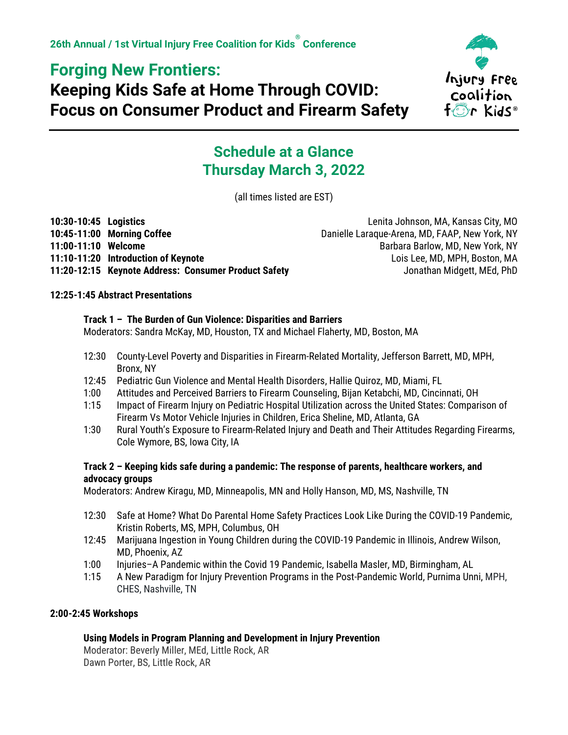**26th Annual / 1st Virtual Injury Free Coalition for Kids® Conference**

# Forging New Frontiers:
# Keeping Kids Safe at Home Through COVID: Focus on Consumer Product and Firearm Safety

Injury Free Coalition for Kids®

## Schedule at a Glance
## Thursday March 3, 2022

(all times listed are EST)

**10:30-10:45 Logistics** — Lenita Johnson, MA, Kansas City, MO
**10:45-11:00 Morning Coffee** — Danielle Laraque-Arena, MD, FAAP, New York, NY
**11:00-11:10 Welcome** — Barbara Barlow, MD, New York, NY
**11:10-11:20 Introduction of Keynote** — Lois Lee, MD, MPH, Boston, MA
**11:20-12:15 Keynote Address: Consumer Product Safety** — Jonathan Midgett, MEd, PhD

**12:25-1:45 Abstract Presentations**

**Track 1 – The Burden of Gun Violence: Disparities and Barriers**
Moderators: Sandra McKay, MD, Houston, TX and Michael Flaherty, MD, Boston, MA

- 12:30 County-Level Poverty and Disparities in Firearm-Related Mortality, Jefferson Barrett, MD, MPH, Bronx, NY
- 12:45 Pediatric Gun Violence and Mental Health Disorders, Hallie Quiroz, MD, Miami, FL
- 1:00 Attitudes and Perceived Barriers to Firearm Counseling, Bijan Ketabchi, MD, Cincinnati, OH
- 1:15 Impact of Firearm Injury on Pediatric Hospital Utilization across the United States: Comparison of Firearm Vs Motor Vehicle Injuries in Children, Erica Sheline, MD, Atlanta, GA
- 1:30 Rural Youth's Exposure to Firearm-Related Injury and Death and Their Attitudes Regarding Firearms, Cole Wymore, BS, Iowa City, IA

**Track 2 – Keeping kids safe during a pandemic: The response of parents, healthcare workers, and advocacy groups**
Moderators: Andrew Kiragu, MD, Minneapolis, MN and Holly Hanson, MD, MS, Nashville, TN

- 12:30 Safe at Home? What Do Parental Home Safety Practices Look Like During the COVID-19 Pandemic, Kristin Roberts, MS, MPH, Columbus, OH
- 12:45 Marijuana Ingestion in Young Children during the COVID-19 Pandemic in Illinois, Andrew Wilson, MD, Phoenix, AZ
- 1:00 Injuries–A Pandemic within the Covid 19 Pandemic, Isabella Masler, MD, Birmingham, AL
- 1:15 A New Paradigm for Injury Prevention Programs in the Post-Pandemic World, Purnima Unni, MPH, CHES, Nashville, TN

**2:00-2:45 Workshops**

**Using Models in Program Planning and Development in Injury Prevention**
Moderator: Beverly Miller, MEd, Little Rock, AR
Dawn Porter, BS, Little Rock, AR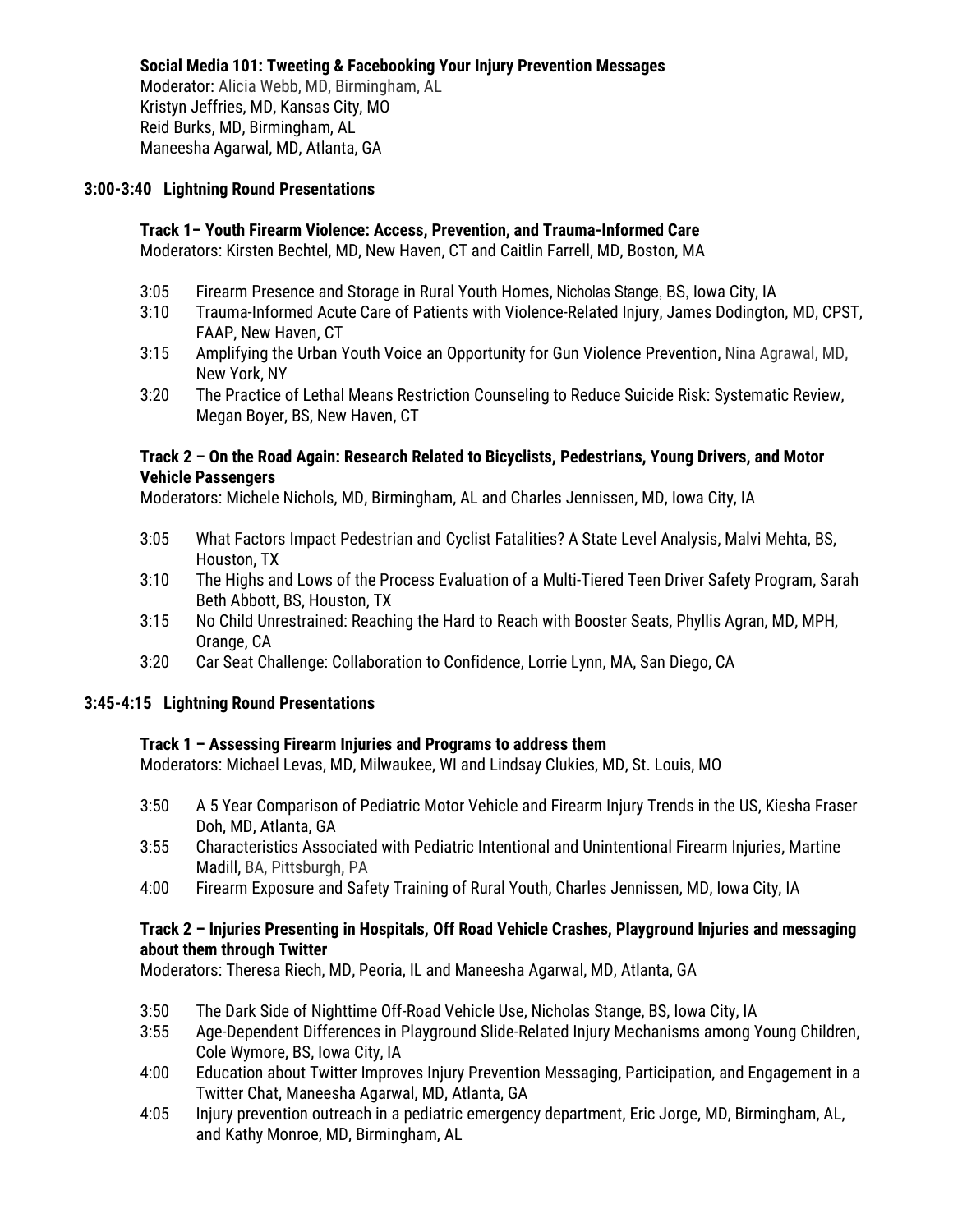**Social Media 101: Tweeting & Facebooking Your Injury Prevention Messages**
Moderator: Alicia Webb, MD, Birmingham, AL
Kristyn Jeffries, MD, Kansas City, MO
Reid Burks, MD, Birmingham, AL
Maneesha Agarwal, MD, Atlanta, GA

**3:00-3:40 Lightning Round Presentations**

**Track 1– Youth Firearm Violence: Access, Prevention, and Trauma-Informed Care**
Moderators: Kirsten Bechtel, MD, New Haven, CT and Caitlin Farrell, MD, Boston, MA

- 3:05 Firearm Presence and Storage in Rural Youth Homes, Nicholas Stange, BS, Iowa City, IA
- 3:10 Trauma-Informed Acute Care of Patients with Violence-Related Injury, James Dodington, MD, CPST, FAAP, New Haven, CT
- 3:15 Amplifying the Urban Youth Voice an Opportunity for Gun Violence Prevention, Nina Agrawal, MD, New York, NY
- 3:20 The Practice of Lethal Means Restriction Counseling to Reduce Suicide Risk: Systematic Review, Megan Boyer, BS, New Haven, CT

**Track 2 – On the Road Again: Research Related to Bicyclists, Pedestrians, Young Drivers, and Motor Vehicle Passengers**
Moderators: Michele Nichols, MD, Birmingham, AL and Charles Jennissen, MD, Iowa City, IA

- 3:05 What Factors Impact Pedestrian and Cyclist Fatalities? A State Level Analysis, Malvi Mehta, BS, Houston, TX
- 3:10 The Highs and Lows of the Process Evaluation of a Multi-Tiered Teen Driver Safety Program, Sarah Beth Abbott, BS, Houston, TX
- 3:15 No Child Unrestrained: Reaching the Hard to Reach with Booster Seats, Phyllis Agran, MD, MPH, Orange, CA
- 3:20 Car Seat Challenge: Collaboration to Confidence, Lorrie Lynn, MA, San Diego, CA

**3:45-4:15 Lightning Round Presentations**

**Track 1 – Assessing Firearm Injuries and Programs to address them**
Moderators: Michael Levas, MD, Milwaukee, WI and Lindsay Clukies, MD, St. Louis, MO

- 3:50 A 5 Year Comparison of Pediatric Motor Vehicle and Firearm Injury Trends in the US, Kiesha Fraser Doh, MD, Atlanta, GA
- 3:55 Characteristics Associated with Pediatric Intentional and Unintentional Firearm Injuries, Martine Madill, BA, Pittsburgh, PA
- 4:00 Firearm Exposure and Safety Training of Rural Youth, Charles Jennissen, MD, Iowa City, IA

**Track 2 – Injuries Presenting in Hospitals, Off Road Vehicle Crashes, Playground Injuries and messaging about them through Twitter**
Moderators: Theresa Riech, MD, Peoria, IL and Maneesha Agarwal, MD, Atlanta, GA

- 3:50 The Dark Side of Nighttime Off-Road Vehicle Use, Nicholas Stange, BS, Iowa City, IA
- 3:55 Age-Dependent Differences in Playground Slide-Related Injury Mechanisms among Young Children, Cole Wymore, BS, Iowa City, IA
- 4:00 Education about Twitter Improves Injury Prevention Messaging, Participation, and Engagement in a Twitter Chat, Maneesha Agarwal, MD, Atlanta, GA
- 4:05 Injury prevention outreach in a pediatric emergency department, Eric Jorge, MD, Birmingham, AL, and Kathy Monroe, MD, Birmingham, AL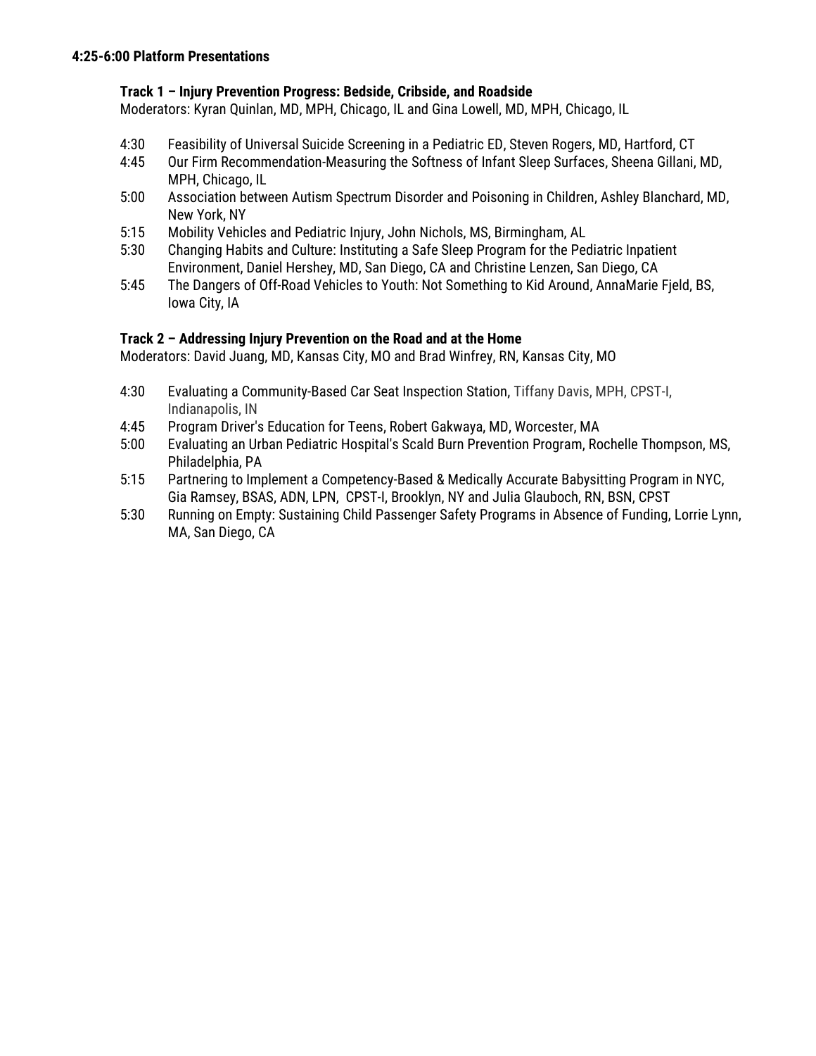**4:25-6:00 Platform Presentations**

**Track 1 – Injury Prevention Progress: Bedside, Cribside, and Roadside**

Moderators: Kyran Quinlan, MD, MPH, Chicago, IL and Gina Lowell, MD, MPH, Chicago, IL

- 4:30 Feasibility of Universal Suicide Screening in a Pediatric ED, Steven Rogers, MD, Hartford, CT
- 4:45 Our Firm Recommendation-Measuring the Softness of Infant Sleep Surfaces, Sheena Gillani, MD, MPH, Chicago, IL
- 5:00 Association between Autism Spectrum Disorder and Poisoning in Children, Ashley Blanchard, MD, New York, NY
- 5:15 Mobility Vehicles and Pediatric Injury, John Nichols, MS, Birmingham, AL
- 5:30 Changing Habits and Culture: Instituting a Safe Sleep Program for the Pediatric Inpatient Environment, Daniel Hershey, MD, San Diego, CA and Christine Lenzen, San Diego, CA
- 5:45 The Dangers of Off-Road Vehicles to Youth: Not Something to Kid Around, AnnaMarie Fjeld, BS, Iowa City, IA

**Track 2 – Addressing Injury Prevention on the Road and at the Home**

Moderators: David Juang, MD, Kansas City, MO and Brad Winfrey, RN, Kansas City, MO

- 4:30 Evaluating a Community-Based Car Seat Inspection Station, Tiffany Davis, MPH, CPST-I, Indianapolis, IN
- 4:45 Program Driver's Education for Teens, Robert Gakwaya, MD, Worcester, MA
- 5:00 Evaluating an Urban Pediatric Hospital's Scald Burn Prevention Program, Rochelle Thompson, MS, Philadelphia, PA
- 5:15 Partnering to Implement a Competency-Based & Medically Accurate Babysitting Program in NYC, Gia Ramsey, BSAS, ADN, LPN, CPST-I, Brooklyn, NY and Julia Glauboch, RN, BSN, CPST
- 5:30 Running on Empty: Sustaining Child Passenger Safety Programs in Absence of Funding, Lorrie Lynn, MA, San Diego, CA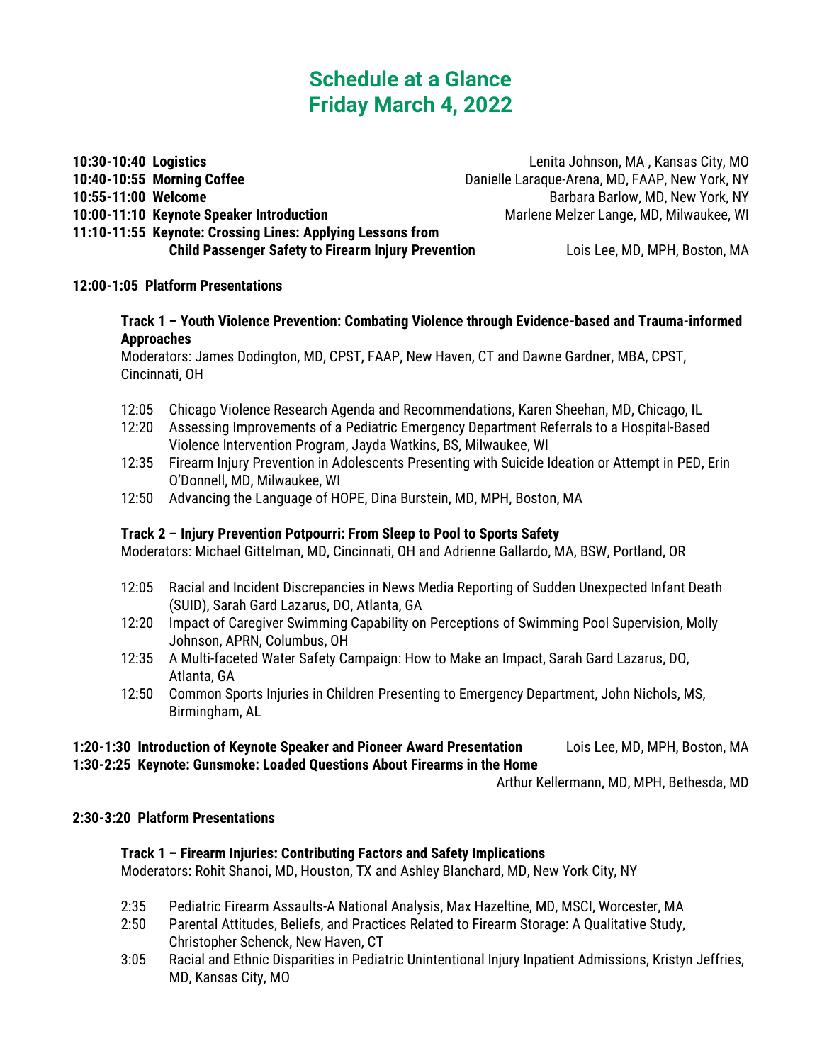# Schedule at a Glance
# Friday March 4, 2022

**10:30-10:40 Logistics** — Lenita Johnson, MA , Kansas City, MO
**10:40-10:55 Morning Coffee** — Danielle Laraque-Arena, MD, FAAP, New York, NY
**10:55-11:00 Welcome** — Barbara Barlow, MD, New York, NY
**10:00-11:10 Keynote Speaker Introduction** — Marlene Melzer Lange, MD, Milwaukee, WI
**11:10-11:55 Keynote: Crossing Lines: Applying Lessons from Child Passenger Safety to Firearm Injury Prevention** — Lois Lee, MD, MPH, Boston, MA

**12:00-1:05 Platform Presentations**

**Track 1 – Youth Violence Prevention: Combating Violence through Evidence-based and Trauma-informed Approaches**
Moderators: James Dodington, MD, CPST, FAAP, New Haven, CT and Dawne Gardner, MBA, CPST, Cincinnati, OH

- 12:05 Chicago Violence Research Agenda and Recommendations, Karen Sheehan, MD, Chicago, IL
- 12:20 Assessing Improvements of a Pediatric Emergency Department Referrals to a Hospital-Based Violence Intervention Program, Jayda Watkins, BS, Milwaukee, WI
- 12:35 Firearm Injury Prevention in Adolescents Presenting with Suicide Ideation or Attempt in PED, Erin O'Donnell, MD, Milwaukee, WI
- 12:50 Advancing the Language of HOPE, Dina Burstein, MD, MPH, Boston, MA

**Track 2 – Injury Prevention Potpourri: From Sleep to Pool to Sports Safety**
Moderators: Michael Gittelman, MD, Cincinnati, OH and Adrienne Gallardo, MA, BSW, Portland, OR

- 12:05 Racial and Incident Discrepancies in News Media Reporting of Sudden Unexpected Infant Death (SUID), Sarah Gard Lazarus, DO, Atlanta, GA
- 12:20 Impact of Caregiver Swimming Capability on Perceptions of Swimming Pool Supervision, Molly Johnson, APRN, Columbus, OH
- 12:35 A Multi-faceted Water Safety Campaign: How to Make an Impact, Sarah Gard Lazarus, DO, Atlanta, GA
- 12:50 Common Sports Injuries in Children Presenting to Emergency Department, John Nichols, MS, Birmingham, AL

**1:20-1:30 Introduction of Keynote Speaker and Pioneer Award Presentation** — Lois Lee, MD, MPH, Boston, MA
**1:30-2:25 Keynote: Gunsmoke: Loaded Questions About Firearms in the Home** — Arthur Kellermann, MD, MPH, Bethesda, MD

**2:30-3:20 Platform Presentations**

**Track 1 – Firearm Injuries: Contributing Factors and Safety Implications**
Moderators: Rohit Shanoi, MD, Houston, TX and Ashley Blanchard, MD, New York City, NY

- 2:35 Pediatric Firearm Assaults-A National Analysis, Max Hazeltine, MD, MSCI, Worcester, MA
- 2:50 Parental Attitudes, Beliefs, and Practices Related to Firearm Storage: A Qualitative Study, Christopher Schenck, New Haven, CT
- 3:05 Racial and Ethnic Disparities in Pediatric Unintentional Injury Inpatient Admissions, Kristyn Jeffries, MD, Kansas City, MO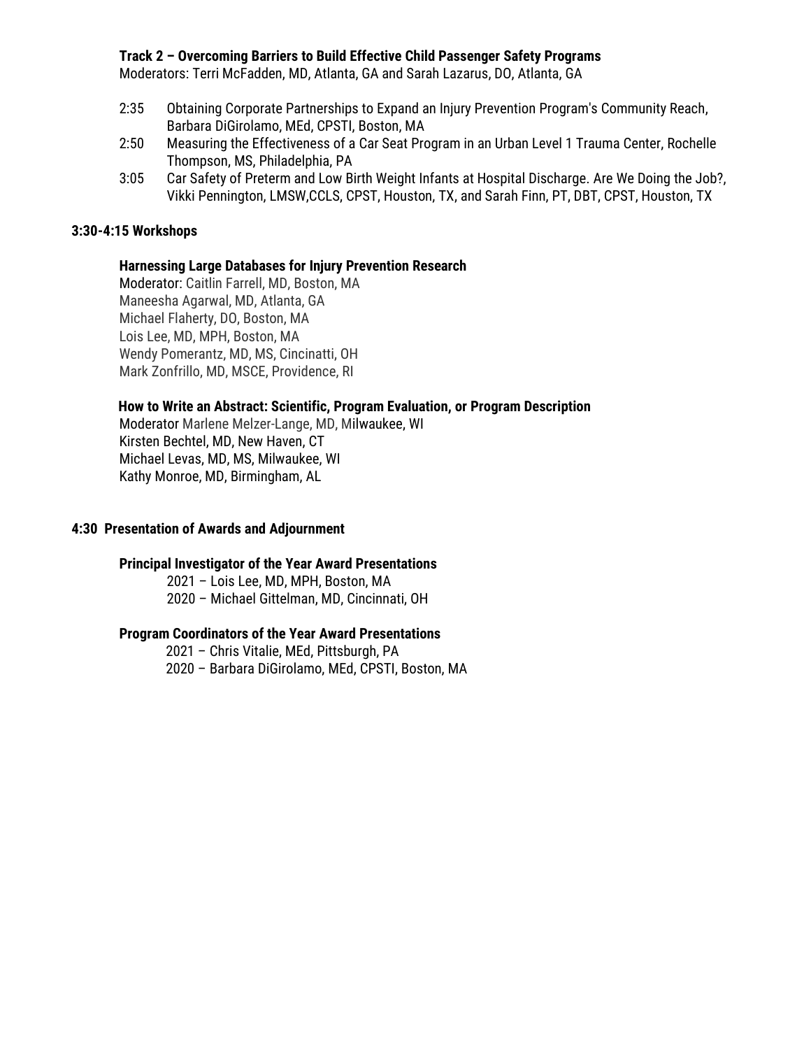**Track 2 – Overcoming Barriers to Build Effective Child Passenger Safety Programs**
Moderators: Terri McFadden, MD, Atlanta, GA and Sarah Lazarus, DO, Atlanta, GA

- 2:35 Obtaining Corporate Partnerships to Expand an Injury Prevention Program's Community Reach, Barbara DiGirolamo, MEd, CPSTI, Boston, MA
- 2:50 Measuring the Effectiveness of a Car Seat Program in an Urban Level 1 Trauma Center, Rochelle Thompson, MS, Philadelphia, PA
- 3:05 Car Safety of Preterm and Low Birth Weight Infants at Hospital Discharge. Are We Doing the Job?, Vikki Pennington, LMSW,CCLS, CPST, Houston, TX, and Sarah Finn, PT, DBT, CPST, Houston, TX

**3:30-4:15 Workshops**

**Harnessing Large Databases for Injury Prevention Research**
Moderator: Caitlin Farrell, MD, Boston, MA
Maneesha Agarwal, MD, Atlanta, GA
Michael Flaherty, DO, Boston, MA
Lois Lee, MD, MPH, Boston, MA
Wendy Pomerantz, MD, MS, Cincinatti, OH
Mark Zonfrillo, MD, MSCE, Providence, RI

**How to Write an Abstract: Scientific, Program Evaluation, or Program Description**
Moderator Marlene Melzer-Lange, MD, Milwaukee, WI
Kirsten Bechtel, MD, New Haven, CT
Michael Levas, MD, MS, Milwaukee, WI
Kathy Monroe, MD, Birmingham, AL

**4:30 Presentation of Awards and Adjournment**

**Principal Investigator of the Year Award Presentations**
2021 – Lois Lee, MD, MPH, Boston, MA
2020 – Michael Gittelman, MD, Cincinnati, OH

**Program Coordinators of the Year Award Presentations**
2021 – Chris Vitalie, MEd, Pittsburgh, PA
2020 – Barbara DiGirolamo, MEd, CPSTI, Boston, MA